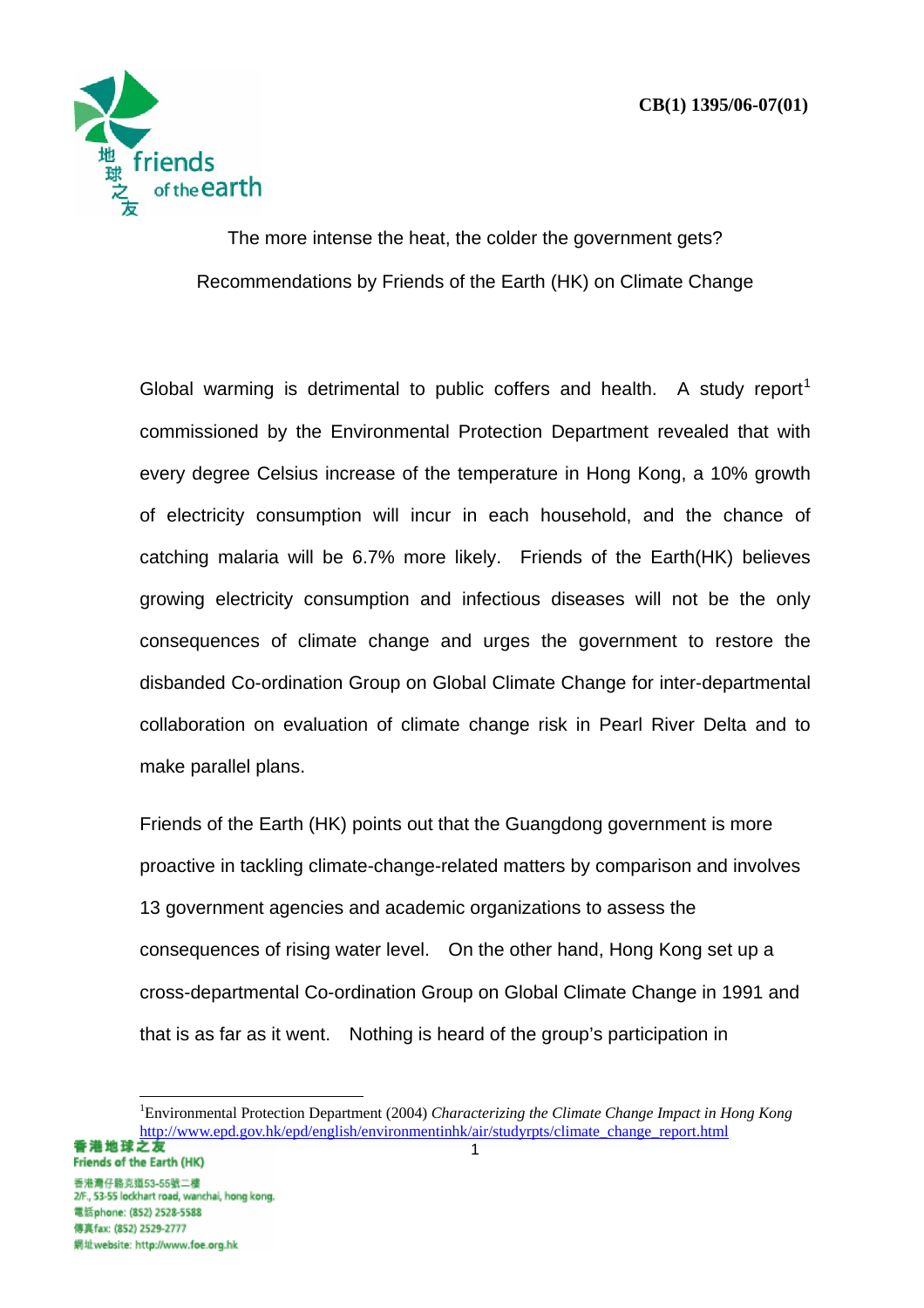CB(1) 1395/06-07(01)

The more intense the heat, the colder the government gets?

Recommendations by Friends of the Earth (HK) on Climate Change

Global warming is detrimental to public coffers and health. A study report[1] commissioned by the Environmental Protection Department revealed that with every degree Celsius increase of the temperature in Hong Kong, a 10% growth of electricity consumption will incur in each household, and the chance of catching malaria will be 6.7% more likely. Friends of the Earth(HK) believes growing electricity consumption and infectious diseases will not be the only consequences of climate change and urges the government to restore the disbanded Co-ordination Group on Global Climate Change for inter-departmental collaboration on evaluation of climate change risk in Pearl River Delta and to make parallel plans.

Friends of the Earth (HK) points out that the Guangdong government is more proactive in tackling climate-change-related matters by comparison and involves 13 government agencies and academic organizations to assess the consequences of rising water level. On the other hand, Hong Kong set up a cross-departmental Co-ordination Group on Global Climate Change in 1991 and that is as far as it went. Nothing is heard of the group's participation in

---

[1]Environmental Protection Department (2004) *Characterizing the Climate Change Impact in Hong Kong* http://www.epd.gov.hk/epd/english/environmentinhk/air/studyrpts/climate_change_report.html

香港地球之友
Friends of the Earth (HK)
香港灣仔駱克道53-55號二樓
2/F., 53-55 lockhart road, wanchai, hong kong.
電話phone: (852) 2528-5588
傳真fax: (852) 2529-2777
網址website: http://www.foe.org.hk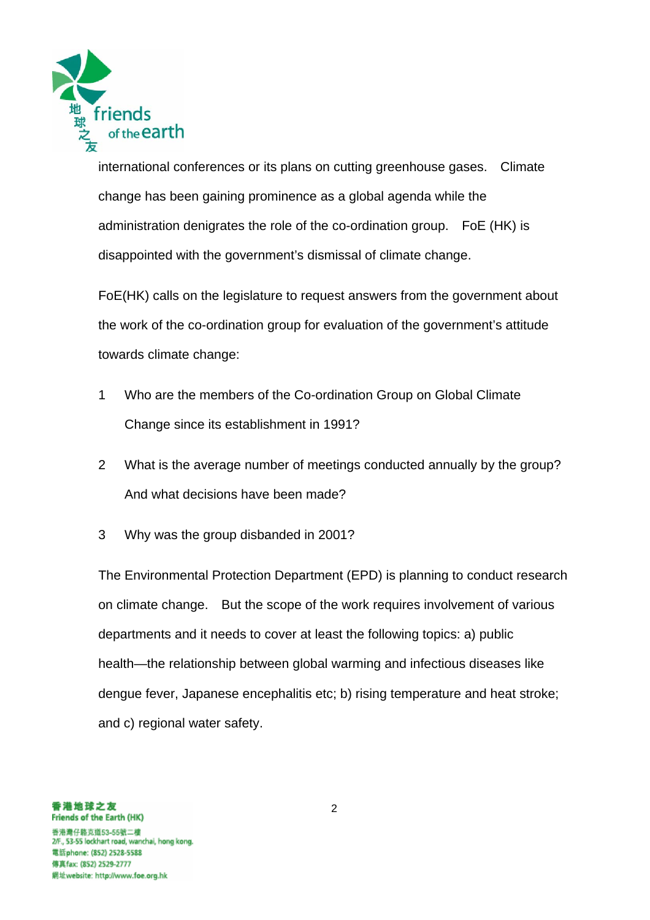international conferences or its plans on cutting greenhouse gases. Climate change has been gaining prominence as a global agenda while the administration denigrates the role of the co-ordination group. FoE (HK) is disappointed with the government's dismissal of climate change.

FoE(HK) calls on the legislature to request answers from the government about the work of the co-ordination group for evaluation of the government's attitude towards climate change:

1. Who are the members of the Co-ordination Group on Global Climate Change since its establishment in 1991?
2. What is the average number of meetings conducted annually by the group? And what decisions have been made?
3. Why was the group disbanded in 2001?

The Environmental Protection Department (EPD) is planning to conduct research on climate change. But the scope of the work requires involvement of various departments and it needs to cover at least the following topics: a) public health—the relationship between global warming and infectious diseases like dengue fever, Japanese encephalitis etc; b) rising temperature and heat stroke; and c) regional water safety.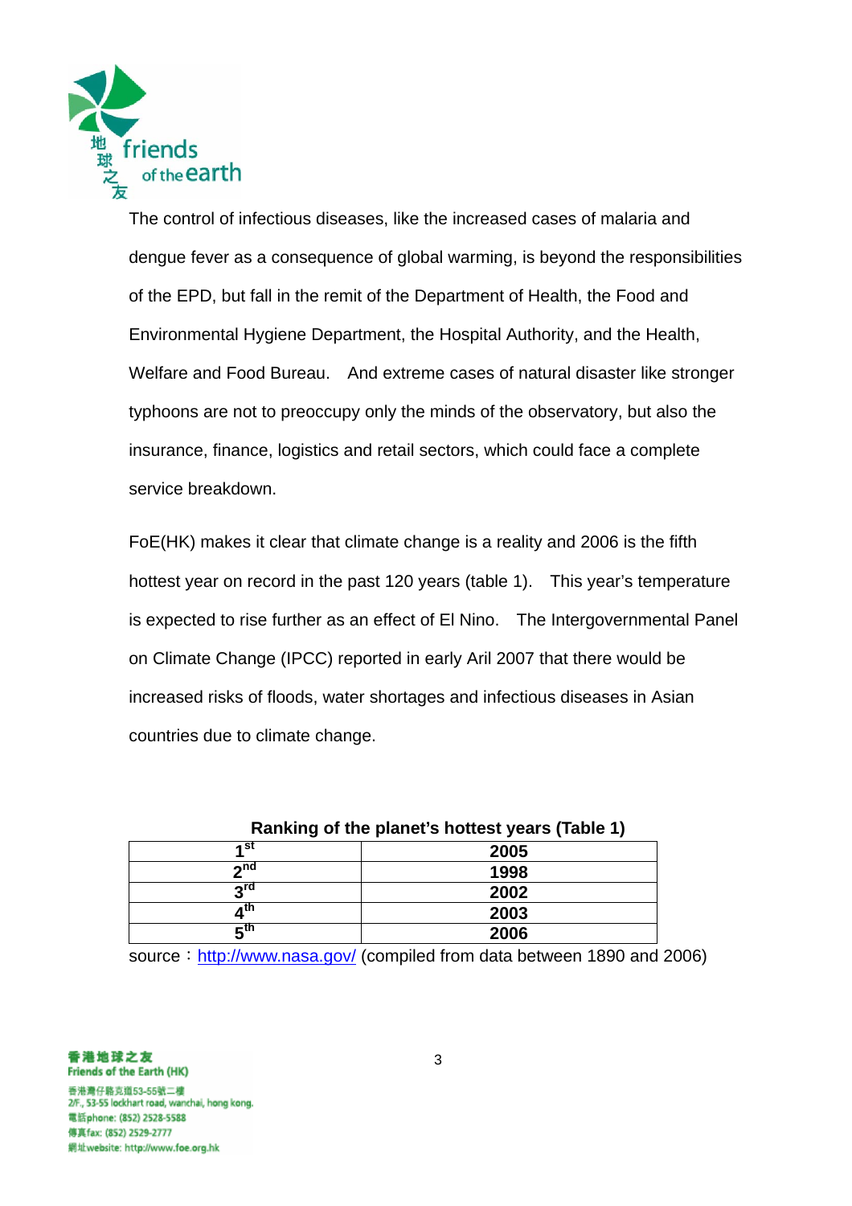The control of infectious diseases, like the increased cases of malaria and dengue fever as a consequence of global warming, is beyond the responsibilities of the EPD, but fall in the remit of the Department of Health, the Food and Environmental Hygiene Department, the Hospital Authority, and the Health, Welfare and Food Bureau. And extreme cases of natural disaster like stronger typhoons are not to preoccupy only the minds of the observatory, but also the insurance, finance, logistics and retail sectors, which could face a complete service breakdown.

FoE(HK) makes it clear that climate change is a reality and 2006 is the fifth hottest year on record in the past 120 years (table 1). This year's temperature is expected to rise further as an effect of El Nino. The Intergovernmental Panel on Climate Change (IPCC) reported in early Aril 2007 that there would be increased risks of floods, water shortages and infectious diseases in Asian countries due to climate change.

**Ranking of the planet's hottest years (Table 1)**

| Rank | Year |
|---|---|
| **1st** | **2005** |
| **2nd** | **1998** |
| **3rd** | **2002** |
| **4th** | **2003** |
| **5th** | **2006** |

source：http://www.nasa.gov/ (compiled from data between 1890 and 2006)

香港地球之友
Friends of the Earth (HK)
香港灣仔駱克道53-55號二樓
2/F., 53-55 lockhart road, wanchai, hong kong.
電話phone: (852) 2528-5588
傳真fax: (852) 2529-2777
網址website: http://www.foe.org.hk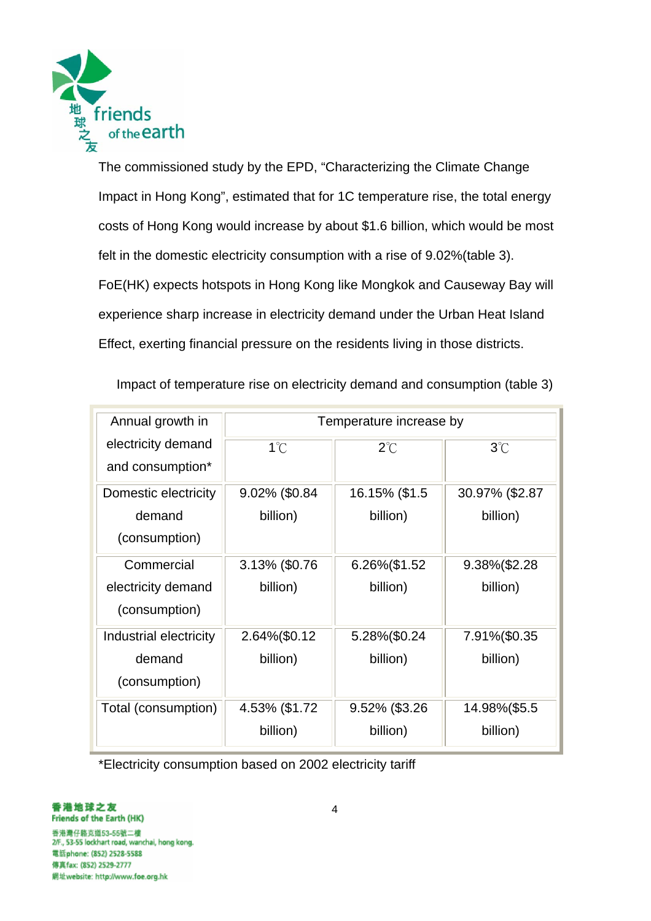The commissioned study by the EPD, "Characterizing the Climate Change Impact in Hong Kong", estimated that for 1C temperature rise, the total energy costs of Hong Kong would increase by about $1.6 billion, which would be most felt in the domestic electricity consumption with a rise of 9.02%(table 3). FoE(HK) expects hotspots in Hong Kong like Mongkok and Causeway Bay will experience sharp increase in electricity demand under the Urban Heat Island Effect, exerting financial pressure on the residents living in those districts.

Impact of temperature rise on electricity demand and consumption (table 3)

| Annual growth in electricity demand and consumption* | Temperature increase by | | |
|---|---|---|---|
| | 1℃ | 2℃ | 3℃ |
| Domestic electricity demand (consumption) | 9.02% ($0.84 billion) | 16.15% ($1.5 billion) | 30.97% ($2.87 billion) |
| Commercial electricity demand (consumption) | 3.13% ($0.76 billion) | 6.26%($1.52 billion) | 9.38%($2.28 billion) |
| Industrial electricity demand (consumption) | 2.64%($0.12 billion) | 5.28%($0.24 billion) | 7.91%($0.35 billion) |
| Total (consumption) | 4.53% ($1.72 billion) | 9.52% ($3.26 billion) | 14.98%($5.5 billion) |

*Electricity consumption based on 2002 electricity tariff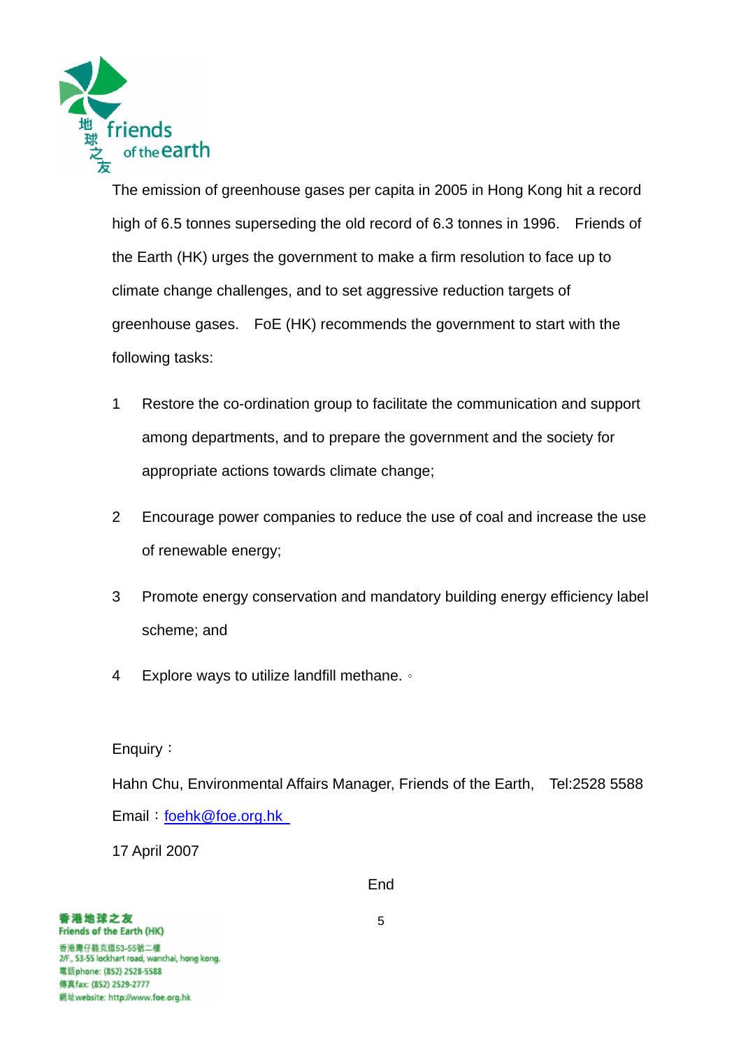The emission of greenhouse gases per capita in 2005 in Hong Kong hit a record high of 6.5 tonnes superseding the old record of 6.3 tonnes in 1996. Friends of the Earth (HK) urges the government to make a firm resolution to face up to climate change challenges, and to set aggressive reduction targets of greenhouse gases. FoE (HK) recommends the government to start with the following tasks:

1. Restore the co-ordination group to facilitate the communication and support among departments, and to prepare the government and the society for appropriate actions towards climate change;
2. Encourage power companies to reduce the use of coal and increase the use of renewable energy;
3. Promote energy conservation and mandatory building energy efficiency label scheme; and
4. Explore ways to utilize landfill methane.。

Enquiry：

Hahn Chu, Environmental Affairs Manager, Friends of the Earth, Tel:2528 5588

Email：foehk@foe.org.hk

17 April 2007

End

香港地球之友
Friends of the Earth (HK)
香港灣仔駱克道53-55號二樓
2/F., 53-55 lockhart road, wanchai, hong kong.
電話phone: (852) 2528-5588
傳真fax: (852) 2529-2777
網址website: http://www.foe.org.hk